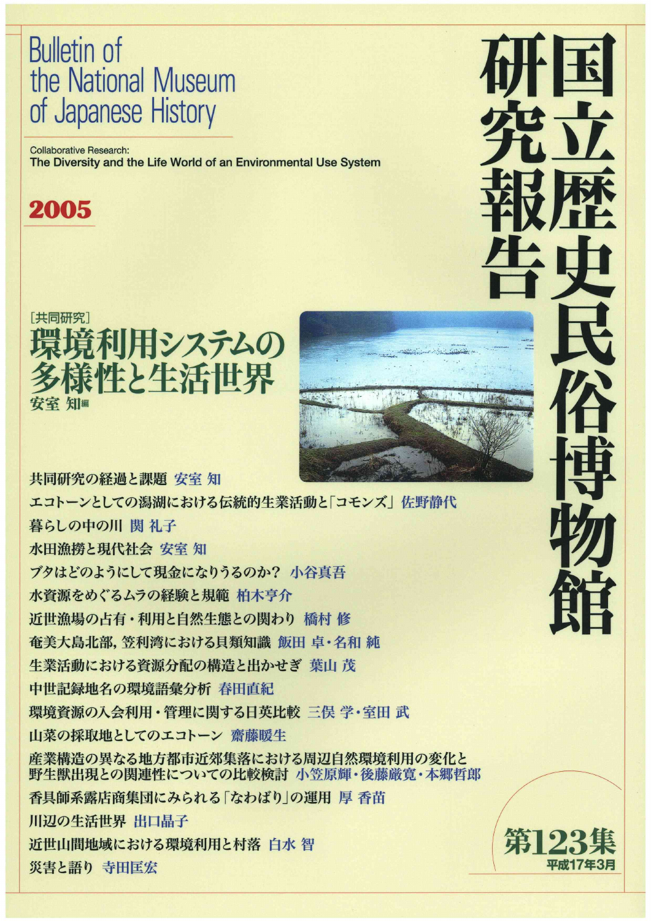# 国立歴史民俗博物館研究報告

Bulletin of the National Museum of Japanese History

Collaborative Research:
**The Diversity and the Life World of an Environmental Use System**

**2005**

［共同研究］

## 環境利用システムの多様性と生活世界

安室 知編

- 共同研究の経過と課題 安室 知
- エコトーンとしての潟湖における伝統的生業活動と「コモンズ」 佐野静代
- 暮らしの中の川 関 礼子
- 水田漁撈と現代社会 安室 知
- ブタはどのようにして現金になりうるのか？ 小谷真吾
- 水資源をめぐるムラの経験と規範 柏木亨介
- 近世漁場の占有・利用と自然生態との関わり 橋村 修
- 奄美大島北部，笠利湾における貝類知識 飯田 卓・名和 純
- 生業活動における資源分配の構造と出かせぎ 葉山 茂
- 中世記録地名の環境語彙分析 春田直紀
- 環境資源の入会利用・管理に関する日英比較 三俣 学・室田 武
- 山菜の採取地としてのエコトーン 齋藤暖生
- 産業構造の異なる地方都市近郊集落における周辺自然環境利用の変化と野生獣出現との関連性についての比較検討 小笠原輝・後藤厳寛・本郷哲郎
- 香具師系露店商集団にみられる「なわばり」の運用 厚 香苗
- 川辺の生活世界 出口晶子
- 近世山間地域における環境利用と村落 白水 智
- 災害と語り 寺田匡宏

**第123集**

平成17年3月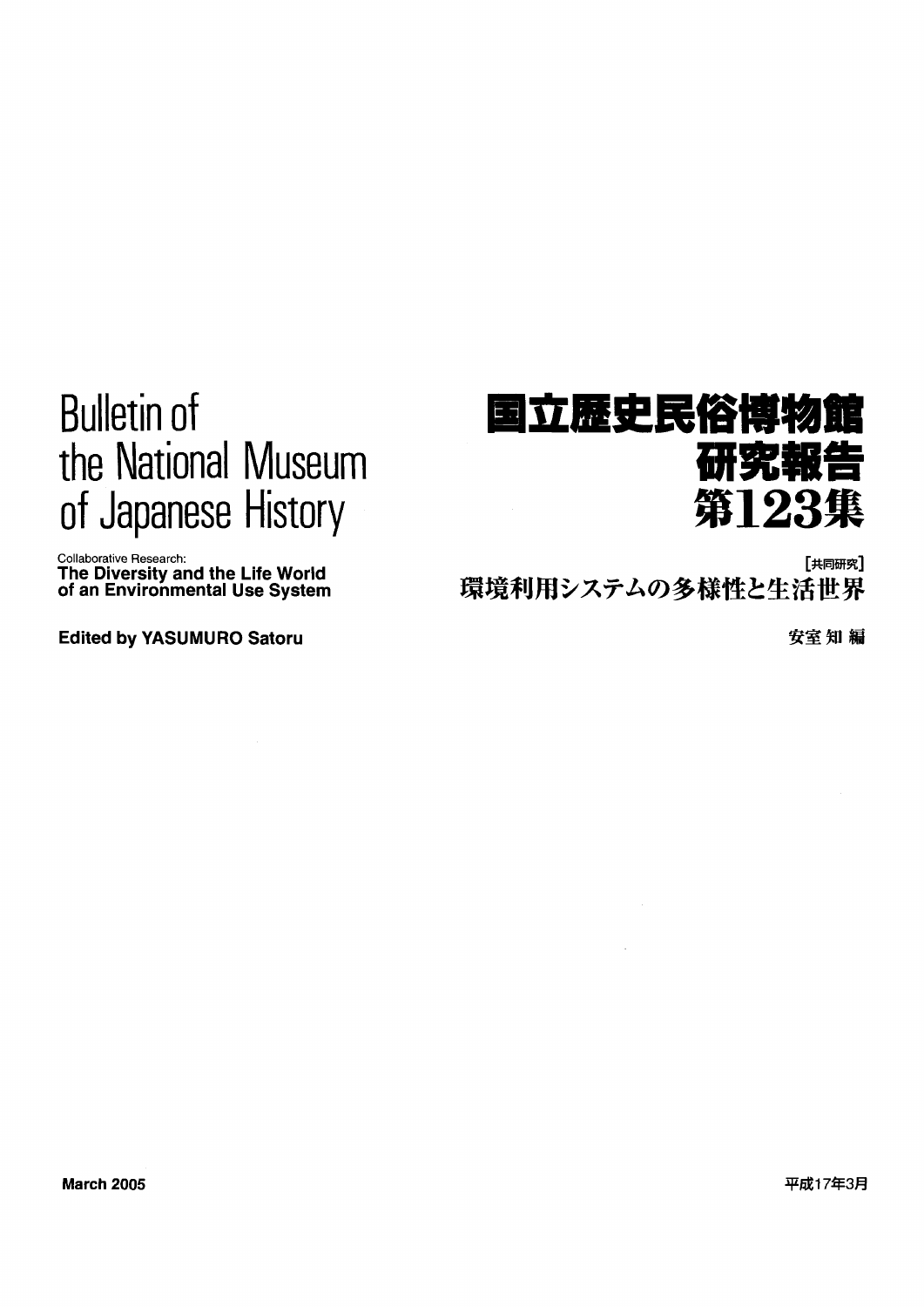# Bulletin of the National Museum of Japanese History

Collaborative Research:
**The Diversity and the Life World of an Environmental Use System**

**Edited by YASUMURO Satoru**

# 国立歴史民俗博物館研究報告 第123集

[共同研究]
## 環境利用システムの多様性と生活世界

安室知 編

**March 2005**

平成17年3月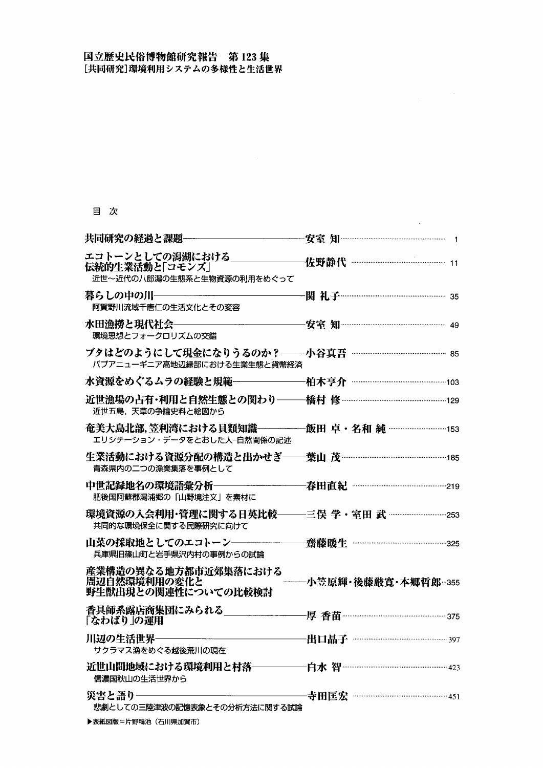国立歴史民俗博物館研究報告　第123集
[共同研究]環境利用システムの多様性と生活世界

## 目次

| | | |
|---|---|---|
| **共同研究の経過と課題** | **安室 知** | 1 |
| **エコトーンとしての潟湖における伝統的生業活動と「コモンズ」**<br>近世～近代の八郎潟の生態系と生物資源の利用をめぐって | **佐野静代** | 11 |
| **暮らしの中の川**<br>阿賀野川流域千唐仁の生活文化とその変容 | **関 礼子** | 35 |
| **水田漁撈と現代社会**<br>環境思想とフォークロリズムの交錯 | **安室 知** | 49 |
| **ブタはどのようにして現金になりうるのか？**<br>パプアニューギニア高地辺縁部における生業生態と貨幣経済 | **小谷真吾** | 85 |
| **水資源をめぐるムラの経験と規範** | **柏木亨介** | 103 |
| **近世漁場の占有・利用と自然生態との関わり**<br>近世五島，天草の争論史料と絵図から | **橋村 修** | 129 |
| **奄美大島北部，笠利湾における貝類知識**<br>エリシテーション・データをとおした人-自然関係の記述 | **飯田 卓・名和 純** | 153 |
| **生業活動における資源分配の構造と出かせぎ**<br>青森県内の二つの漁業集落を事例として | **葉山 茂** | 185 |
| **中世記録地名の環境語彙分析**<br>肥後国阿蘇郡湯浦郷の「山野境注文」を素材に | **春田直紀** | 219 |
| **環境資源の入会利用・管理に関する日英比較**<br>共同的な環境保全に関する民際研究に向けて | **三俣 学・室田 武** | 253 |
| **山菜の採取地としてのエコトーン**<br>兵庫県旧篠山町と岩手県沢内村の事例からの試論 | **齋藤暖生** | 325 |
| **産業構造の異なる地方都市近郊集落における周辺自然環境利用の変化と野生獣出現との関連性についての比較検討** | **小笠原輝・後藤厳寛・本郷哲郎** | 355 |
| **香具師系露店商集団にみられる「なわばり」の運用** | **厚 香苗** | 375 |
| **川辺の生活世界**<br>サクラマス漁をめぐる越後荒川の現在 | **出口晶子** | 397 |
| **近世山間地域における環境利用と村落**<br>信濃国秋山の生活世界から | **白水 智** | 423 |
| **災害と語り**<br>悲劇としての三陸津波の記憶表象とその分析方法に関する試論 | **寺田匡宏** | 451 |

▶表紙図版＝片野鴨池（石川県加賀市）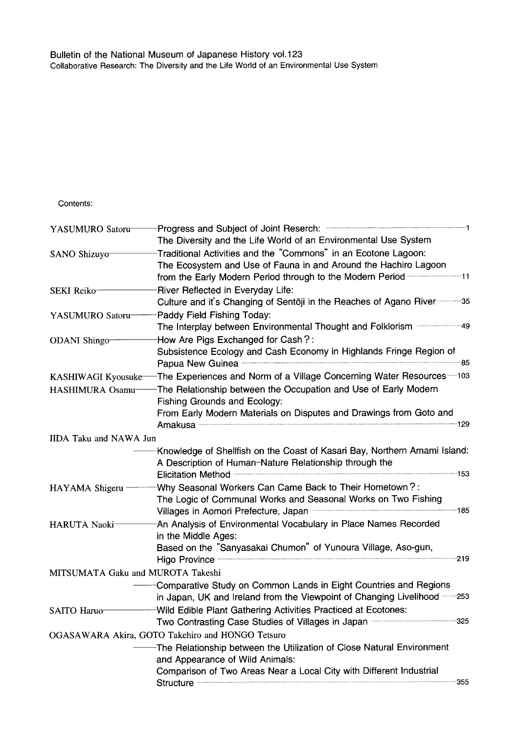Bulletin of the National Museum of Japanese History vol.123

Collaborative Research: The Diversity and the Life World of an Environmental Use System

Contents:

YASUMURO Satoru——Progress and Subject of Joint Reserch: The Diversity and the Life World of an Environmental Use System ……1

SANO Shizuyo——Traditional Activities and the "Commons" in an Ecotone Lagoon: The Ecosystem and Use of Fauna in and Around the Hachiro Lagoon from the Early Modern Period through to the Modern Period ……11

SEKI Reiko——River Reflected in Everyday Life: Culture and it's Changing of Sentōji in the Reaches of Agano River ……35

YASUMURO Satoru——Paddy Field Fishing Today: The Interplay between Environmental Thought and Folklorism ……49

ODANI Shingo——How Are Pigs Exchanged for Cash?: Subsistence Ecology and Cash Economy in Highlands Fringe Region of Papua New Guinea ……85

KASHIWAGI Kyousuke——The Experiences and Norm of a Village Concerning Water Resources ……103

HASHIMURA Osamu——The Relationship between the Occupation and Use of Early Modern Fishing Grounds and Ecology: From Early Modern Materials on Disputes and Drawings from Goto and Amakusa ……129

IIDA Taku and NAWA Jun ——Knowledge of Shellfish on the Coast of Kasari Bay, Northern Amami Island: A Description of Human-Nature Relationship through the Elicitation Method ……153

HAYAMA Shigeru——Why Seasonal Workers Can Came Back to Their Hometown?: The Logic of Communal Works and Seasonal Works on Two Fishing Villages in Aomori Prefecture, Japan ……185

HARUTA Naoki——An Analysis of Environmental Vocabulary in Place Names Recorded in the Middle Ages: Based on the "Sanyasakai Chumon" of Yunoura Village, Aso-gun, Higo Province ……219

MITSUMATA Gaku and MUROTA Takeshi ——Comparative Study on Common Lands in Eight Countries and Regions in Japan, UK and Ireland from the Viewpoint of Changing Livelihood ……253

SAITO Haruo——Wild Edible Plant Gathering Activities Practiced at Ecotones: Two Contrasting Case Studies of Villages in Japan ……325

OGASAWARA Akira, GOTO Takehiro and HONGO Tetsuro ——The Relationship between the Utilization of Close Natural Environment and Appearance of Wild Animals: Comparison of Two Areas Near a Local City with Different Industrial Structure ……355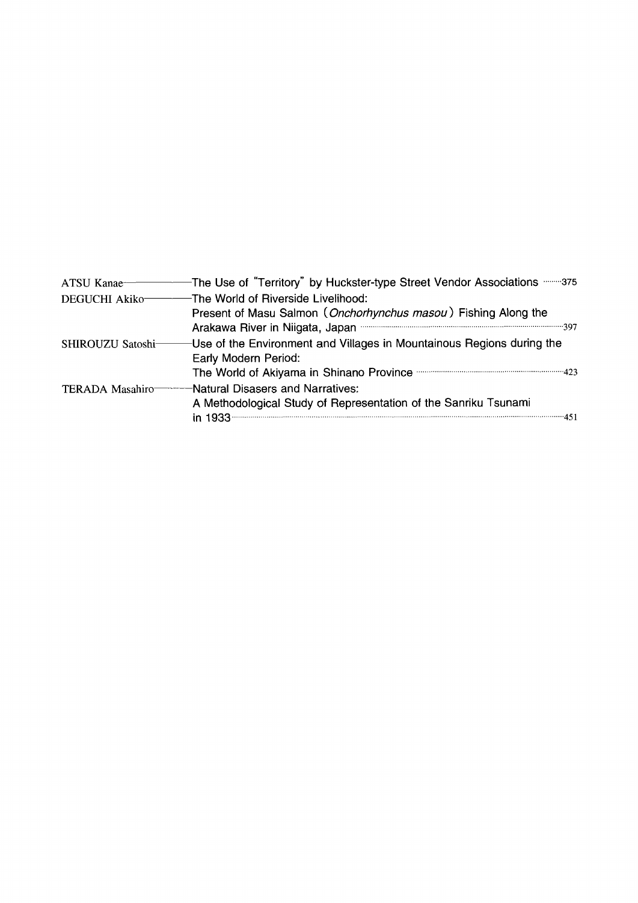| | | |
|---|---|---|
| ATSU Kanae | The Use of "Territory" by Huckster-type Street Vendor Associations | 375 |
| DEGUCHI Akiko | The World of Riverside Livelihood: Present of Masu Salmon (*Onchorhynchus masou*) Fishing Along the Arakawa River in Niigata, Japan | 397 |
| SHIROUZU Satoshi | Use of the Environment and Villages in Mountainous Regions during the Early Modern Period: The World of Akiyama in Shinano Province | 423 |
| TERADA Masahiro | Natural Disasers and Narratives: A Methodological Study of Representation of the Sanriku Tsunami in 1933 | 451 |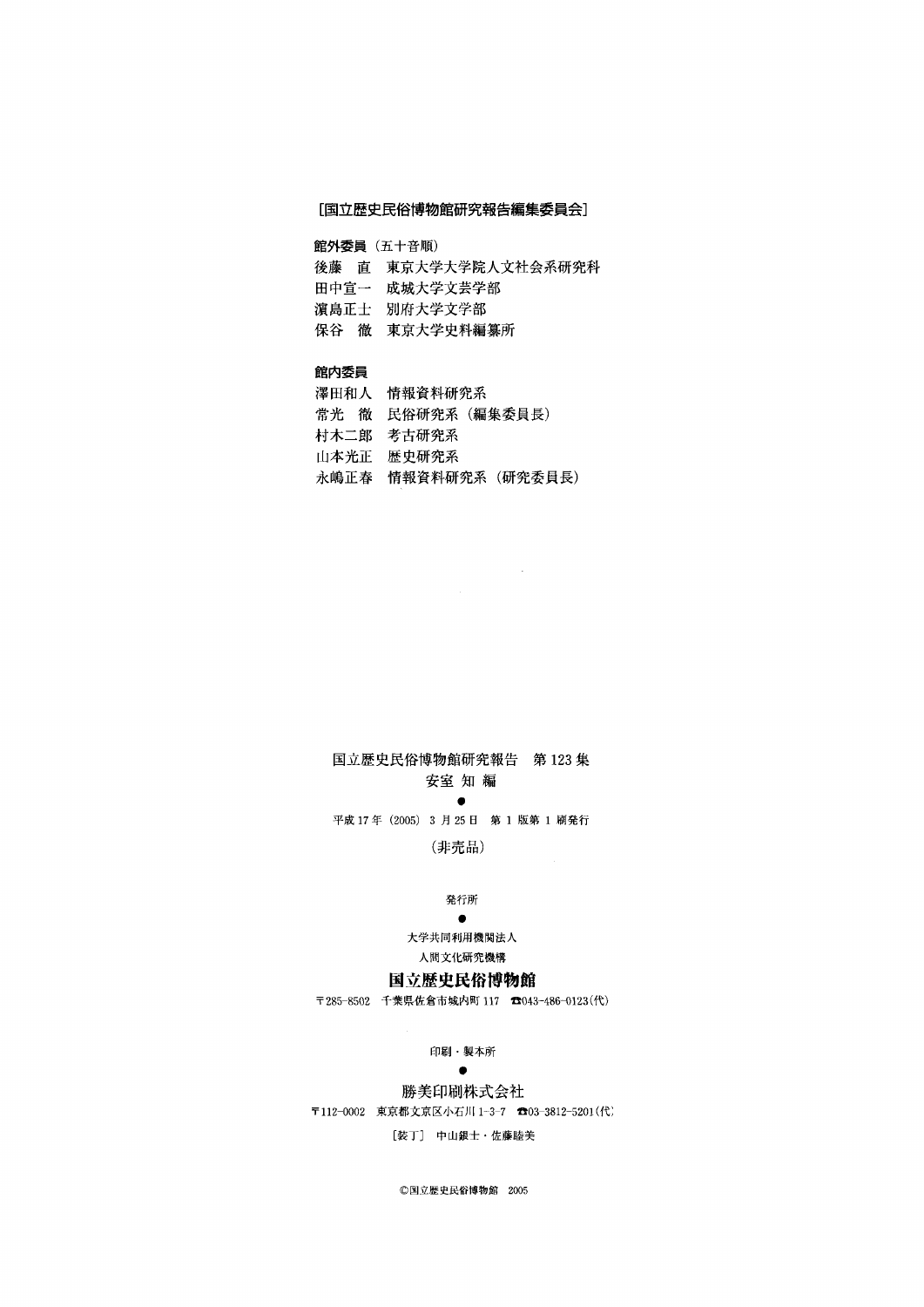**[国立歴史民俗博物館研究報告編集委員会]**

**館外委員**（五十音順）

後藤　直　東京大学大学院人文社会系研究科
田中宣一　成城大学文芸学部
濱島正士　別府大学文学部
保谷　徹　東京大学史料編纂所

**館内委員**

澤田和人　情報資料研究系
常光　徹　民俗研究系（編集委員長）
村木二郎　考古研究系
山本光正　歴史研究系
永嶋正春　情報資料研究系（研究委員長）

国立歴史民俗博物館研究報告　第123集
安室 知 編

●

平成17年（2005）3月25日　第1版第1刷発行

（非売品）

発行所

●

大学共同利用機関法人
人間文化研究機構

**国立歴史民俗博物館**

〒285-8502　千葉県佐倉市城内町117　☎043-486-0123(代)

印刷・製本所

●

勝美印刷株式会社

〒112-0002　東京都文京区小石川1-3-7　☎03-3812-5201(代)

［装丁］　中山銀士・佐藤睦美

©国立歴史民俗博物館　2005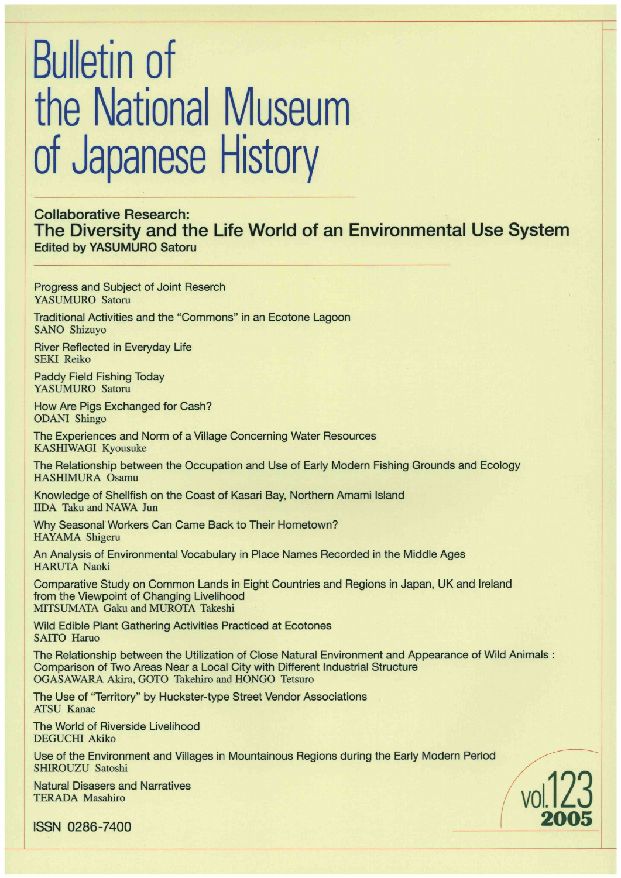# Bulletin of the National Museum of Japanese History

## Collaborative Research: The Diversity and the Life World of an Environmental Use System

Edited by YASUMURO Satoru

Progress and Subject of Joint Reserch
YASUMURO Satoru

Traditional Activities and the "Commons" in an Ecotone Lagoon
SANO Shizuyo

River Reflected in Everyday Life
SEKI Reiko

Paddy Field Fishing Today
YASUMURO Satoru

How Are Pigs Exchanged for Cash?
ODANI Shingo

The Experiences and Norm of a Village Concerning Water Resources
KASHIWAGI Kyousuke

The Relationship between the Occupation and Use of Early Modern Fishing Grounds and Ecology
HASHIMURA Osamu

Knowledge of Shellfish on the Coast of Kasari Bay, Northern Amami Island
IIDA Taku and NAWA Jun

Why Seasonal Workers Can Came Back to Their Hometown?
HAYAMA Shigeru

An Analysis of Environmental Vocabulary in Place Names Recorded in the Middle Ages
HARUTA Naoki

Comparative Study on Common Lands in Eight Countries and Regions in Japan, UK and Ireland from the Viewpoint of Changing Livelihood
MITSUMATA Gaku and MUROTA Takeshi

Wild Edible Plant Gathering Activities Practiced at Ecotones
SAITO Haruo

The Relationship between the Utilization of Close Natural Environment and Appearance of Wild Animals : Comparison of Two Areas Near a Local City with Different Industrial Structure
OGASAWARA Akira, GOTO Takehiro and HONGO Tetsuro

The Use of "Territory" by Huckster-type Street Vendor Associations
ATSU Kanae

The World of Riverside Livelihood
DEGUCHI Akiko

Use of the Environment and Villages in Mountainous Regions during the Early Modern Period
SHIROUZU Satoshi

Natural Disasers and Narratives
TERADA Masahiro

vol.123
2005

ISSN 0286-7400